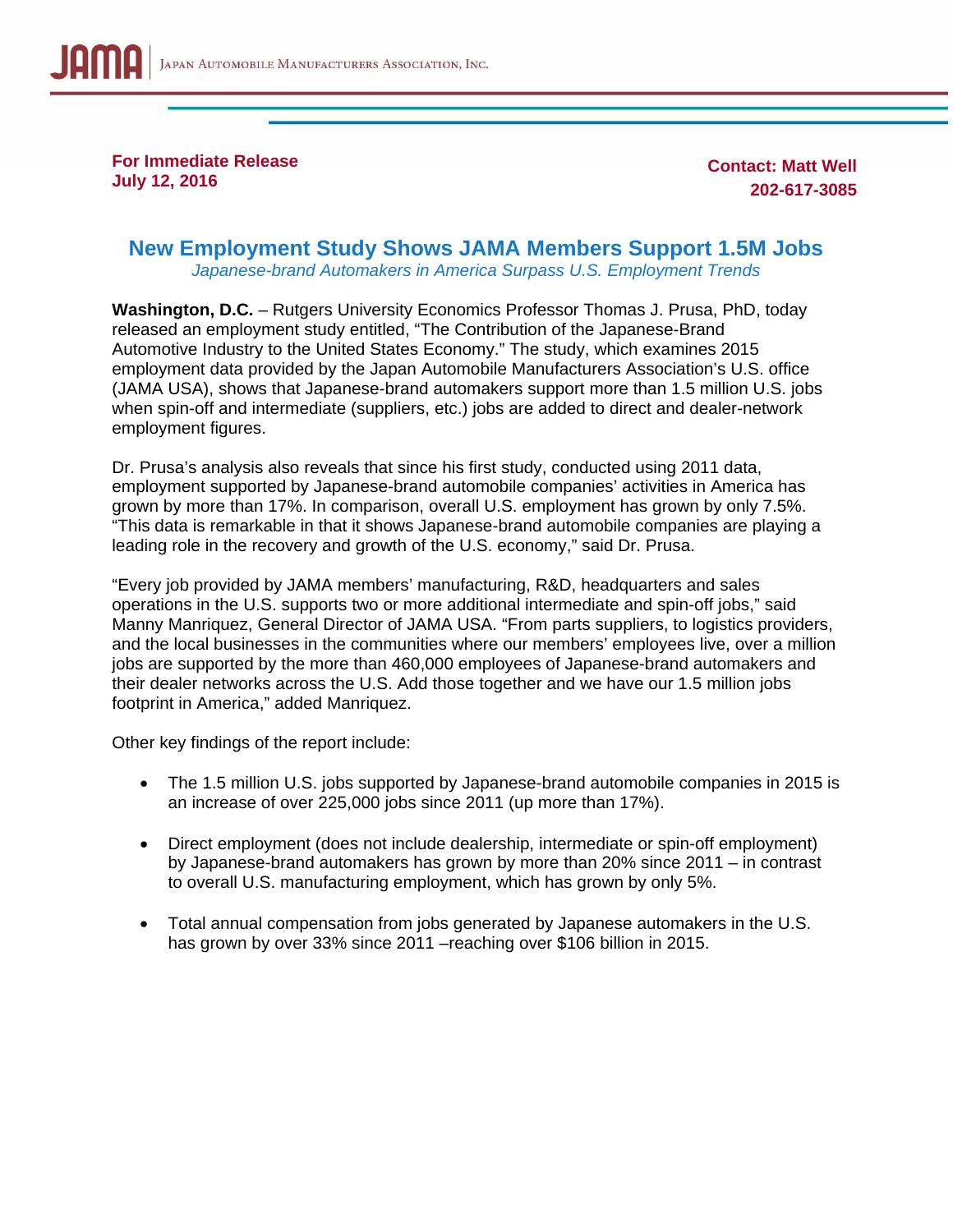JAMA | Japan Automobile Manufacturers Association, Inc.

**For Immediate Release**
**July 12, 2016**

**Contact: Matt Well**
**202-617-3085**

# New Employment Study Shows JAMA Members Support 1.5M Jobs

*Japanese-brand Automakers in America Surpass U.S. Employment Trends*

**Washington, D.C.** – Rutgers University Economics Professor Thomas J. Prusa, PhD, today released an employment study entitled, "The Contribution of the Japanese-Brand Automotive Industry to the United States Economy." The study, which examines 2015 employment data provided by the Japan Automobile Manufacturers Association's U.S. office (JAMA USA), shows that Japanese-brand automakers support more than 1.5 million U.S. jobs when spin-off and intermediate (suppliers, etc.) jobs are added to direct and dealer-network employment figures.

Dr. Prusa's analysis also reveals that since his first study, conducted using 2011 data, employment supported by Japanese-brand automobile companies' activities in America has grown by more than 17%. In comparison, overall U.S. employment has grown by only 7.5%. "This data is remarkable in that it shows Japanese-brand automobile companies are playing a leading role in the recovery and growth of the U.S. economy," said Dr. Prusa.

"Every job provided by JAMA members' manufacturing, R&D, headquarters and sales operations in the U.S. supports two or more additional intermediate and spin-off jobs," said Manny Manriquez, General Director of JAMA USA. "From parts suppliers, to logistics providers, and the local businesses in the communities where our members' employees live, over a million jobs are supported by the more than 460,000 employees of Japanese-brand automakers and their dealer networks across the U.S. Add those together and we have our 1.5 million jobs footprint in America," added Manriquez.

Other key findings of the report include:

- The 1.5 million U.S. jobs supported by Japanese-brand automobile companies in 2015 is an increase of over 225,000 jobs since 2011 (up more than 17%).
- Direct employment (does not include dealership, intermediate or spin-off employment) by Japanese-brand automakers has grown by more than 20% since 2011 – in contrast to overall U.S. manufacturing employment, which has grown by only 5%.
- Total annual compensation from jobs generated by Japanese automakers in the U.S. has grown by over 33% since 2011 –reaching over $106 billion in 2015.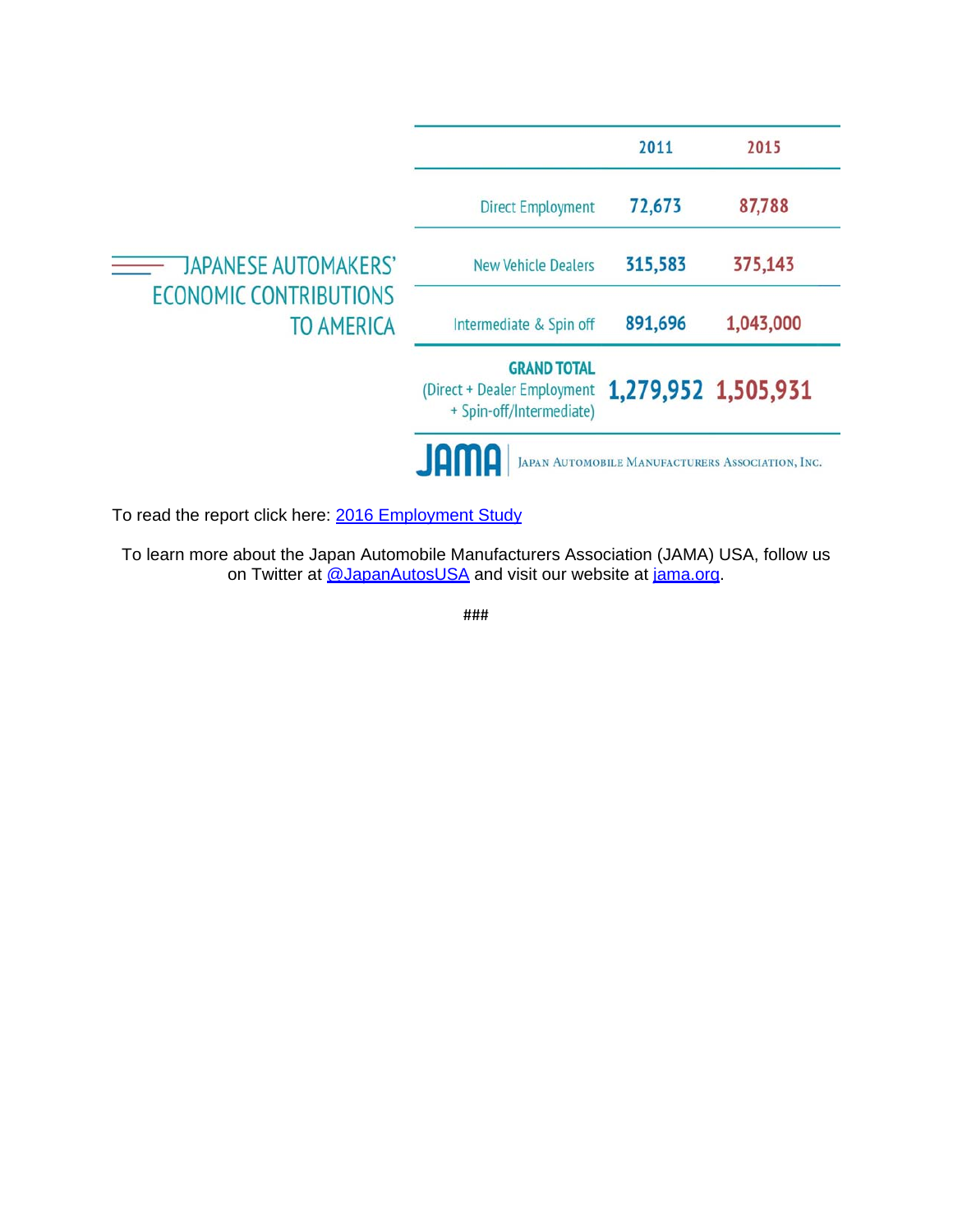## JAPANESE AUTOMAKERS' ECONOMIC CONTRIBUTIONS TO AMERICA

| | 2011 | 2015 |
|---|---|---|
| Direct Employment | 72,673 | 87,788 |
| New Vehicle Dealers | 315,583 | 375,143 |
| Intermediate & Spin off | 891,696 | 1,043,000 |
| **GRAND TOTAL** (Direct + Dealer Employment + Spin-off/Intermediate) | **1,279,952** | **1,505,931** |

JAMA | Japan Automobile Manufacturers Association, Inc.

To read the report click here: 2016 Employment Study

To learn more about the Japan Automobile Manufacturers Association (JAMA) USA, follow us on Twitter at @JapanAutosUSA and visit our website at jama.org.

###